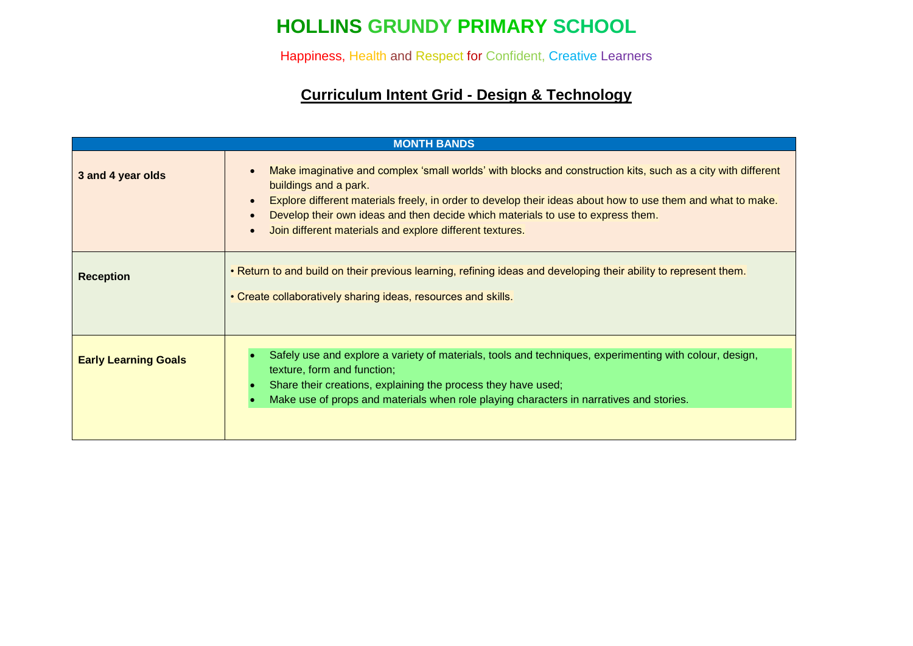# HOLLINS GRUNDY PRIMARY SCHOOL

Happiness, Health and Respect for Confident, Creative Learners

## Curriculum Intent Grid - Design & Technology

| MONTH BANDS | |
|---|---|
| **3 and 4 year olds** | • Make imaginative and complex ‘small worlds’ with blocks and construction kits, such as a city with different buildings and a park.<br>• Explore different materials freely, in order to develop their ideas about how to use them and what to make.<br>• Develop their own ideas and then decide which materials to use to express them.<br>• Join different materials and explore different textures. |
| **Reception** | • Return to and build on their previous learning, refining ideas and developing their ability to represent them.<br>• Create collaboratively sharing ideas, resources and skills. |
| **Early Learning Goals** | • Safely use and explore a variety of materials, tools and techniques, experimenting with colour, design, texture, form and function;<br>• Share their creations, explaining the process they have used;<br>• Make use of props and materials when role playing characters in narratives and stories. |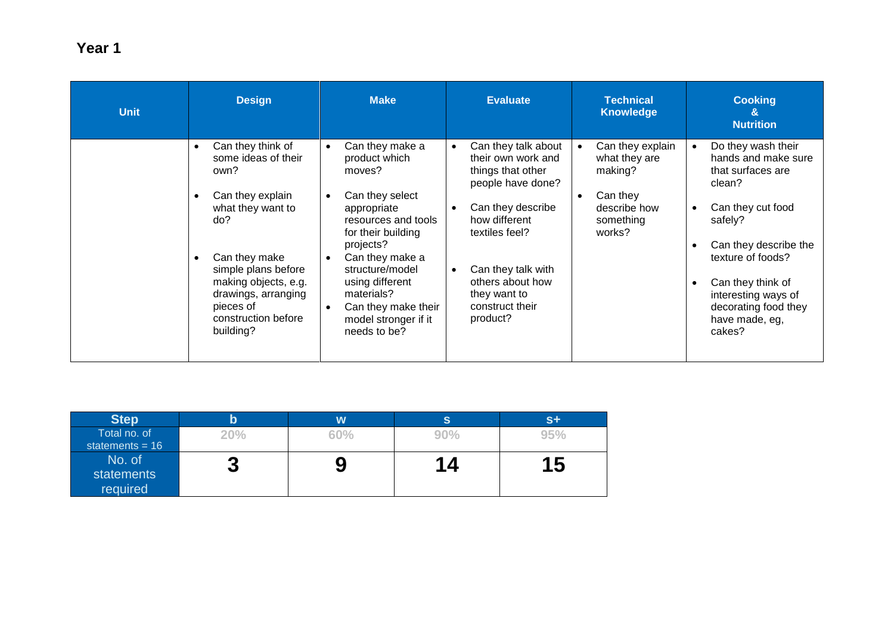## Year 1

| Unit | Design | Make | Evaluate | Technical Knowledge | Cooking & Nutrition |
|---|---|---|---|---|---|
| | • Can they think of some ideas of their own?<br>• Can they explain what they want to do?<br>• Can they make simple plans before making objects, e.g. drawings, arranging pieces of construction before building? | • Can they make a product which moves?<br>• Can they select appropriate resources and tools for their building projects?<br>• Can they make a structure/model using different materials?<br>• Can they make their model stronger if it needs to be? | • Can they talk about their own work and things that other people have done?<br>• Can they describe how different textiles feel?<br>• Can they talk with others about how they want to construct their product? | • Can they explain what they are making?<br>• Can they describe how something works? | • Do they wash their hands and make sure that surfaces are clean?<br>• Can they cut food safely?<br>• Can they describe the texture of foods?<br>• Can they think of interesting ways of decorating food they have made, eg, cakes? |

| Step | b | w | s | s+ |
|---|---|---|---|---|
| Total no. of statements = 16 | 20% | 60% | 90% | 95% |
| No. of statements required | **3** | **9** | **14** | **15** |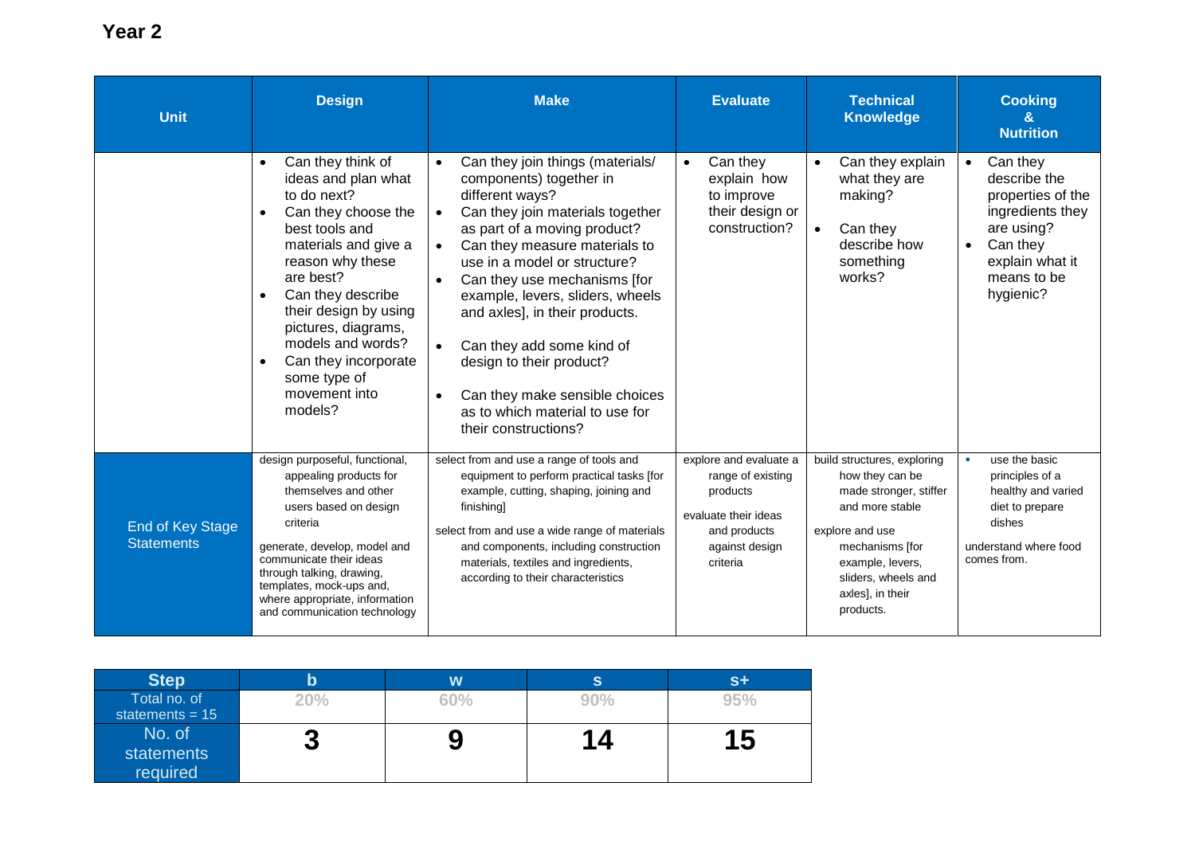## Year 2

| Unit | Design | Make | Evaluate | Technical Knowledge | Cooking & Nutrition |
|---|---|---|---|---|---|
| | • Can they think of ideas and plan what to do next?<br>• Can they choose the best tools and materials and give a reason why these are best?<br>• Can they describe their design by using pictures, diagrams, models and words?<br>• Can they incorporate some type of movement into models? | • Can they join things (materials/ components) together in different ways?<br>• Can they join materials together as part of a moving product?<br>• Can they measure materials to use in a model or structure?<br>• Can they use mechanisms [for example, levers, sliders, wheels and axles], in their products.<br>• Can they add some kind of design to their product?<br>• Can they make sensible choices as to which material to use for their constructions? | • Can they explain how to improve their design or construction? | • Can they explain what they are making?<br>• Can they describe how something works? | • Can they describe the properties of the ingredients they are using?<br>• Can they explain what it means to be hygienic? |
| End of Key Stage Statements | design purposeful, functional, appealing products for themselves and other users based on design criteria<br><br>generate, develop, model and communicate their ideas through talking, drawing, templates, mock-ups and, where appropriate, information and communication technology | select from and use a range of tools and equipment to perform practical tasks [for example, cutting, shaping, joining and finishing]<br><br>select from and use a wide range of materials and components, including construction materials, textiles and ingredients, according to their characteristics | explore and evaluate a range of existing products<br><br>evaluate their ideas and products against design criteria | build structures, exploring how they can be made stronger, stiffer and more stable<br><br>explore and use mechanisms [for example, levers, sliders, wheels and axles], in their products. | ▪ use the basic principles of a healthy and varied diet to prepare dishes<br><br>understand where food comes from. |

| Step | b | w | s | s+ |
|---|---|---|---|---|
| Total no. of statements = 15 | 20% | 60% | 90% | 95% |
| No. of statements required | **3** | **9** | **14** | **15** |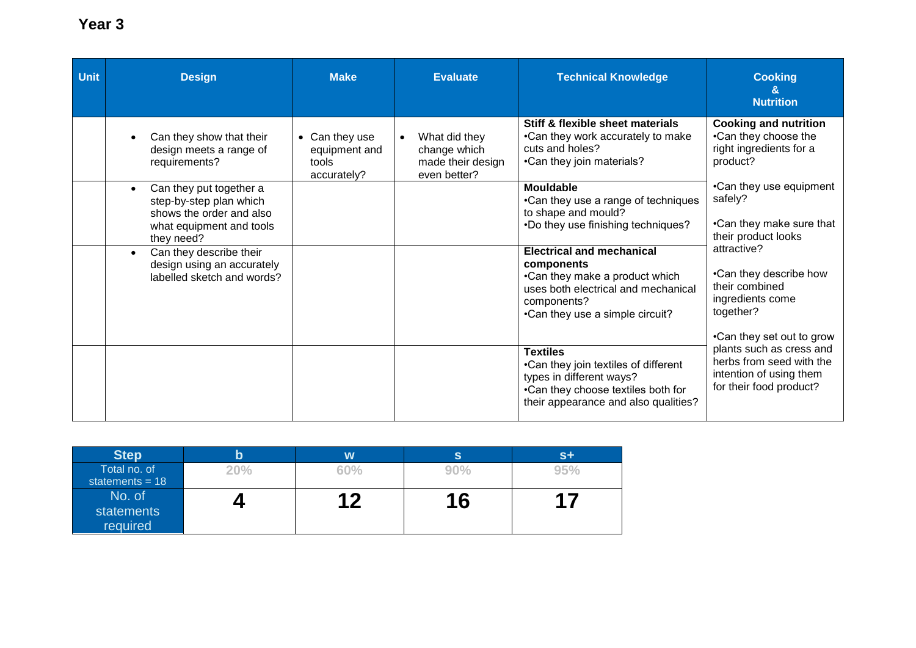# Year 3

| Unit | Design | Make | Evaluate | Technical Knowledge | Cooking & Nutrition |
| --- | --- | --- | --- | --- | --- |
| | • Can they show that their design meets a range of requirements? | • Can they use equipment and tools accurately? | • What did they change which made their design even better? | **Stiff & flexible sheet materials**<br>•Can they work accurately to make cuts and holes?<br>•Can they join materials? | **Cooking and nutrition**<br>•Can they choose the right ingredients for a product?<br>•Can they use equipment safely?<br>•Can they make sure that their product looks attractive?<br>•Can they describe how their combined ingredients come together?<br>•Can they set out to grow plants such as cress and herbs from seed with the intention of using them for their food product? |
| | • Can they put together a step-by-step plan which shows the order and also what equipment and tools they need? | | | **Mouldable**<br>•Can they use a range of techniques to shape and mould?<br>•Do they use finishing techniques? | |
| | • Can they describe their design using an accurately labelled sketch and words? | | | **Electrical and mechanical components**<br>•Can they make a product which uses both electrical and mechanical components?<br>•Can they use a simple circuit? | |
| | | | | **Textiles**<br>•Can they join textiles of different types in different ways?<br>•Can they choose textiles both for their appearance and also qualities? | |

| Step | b | w | s | s+ |
| --- | --- | --- | --- | --- |
| Total no. of statements = 18 | 20% | 60% | 90% | 95% |
| No. of statements required | **4** | **12** | **16** | **17** |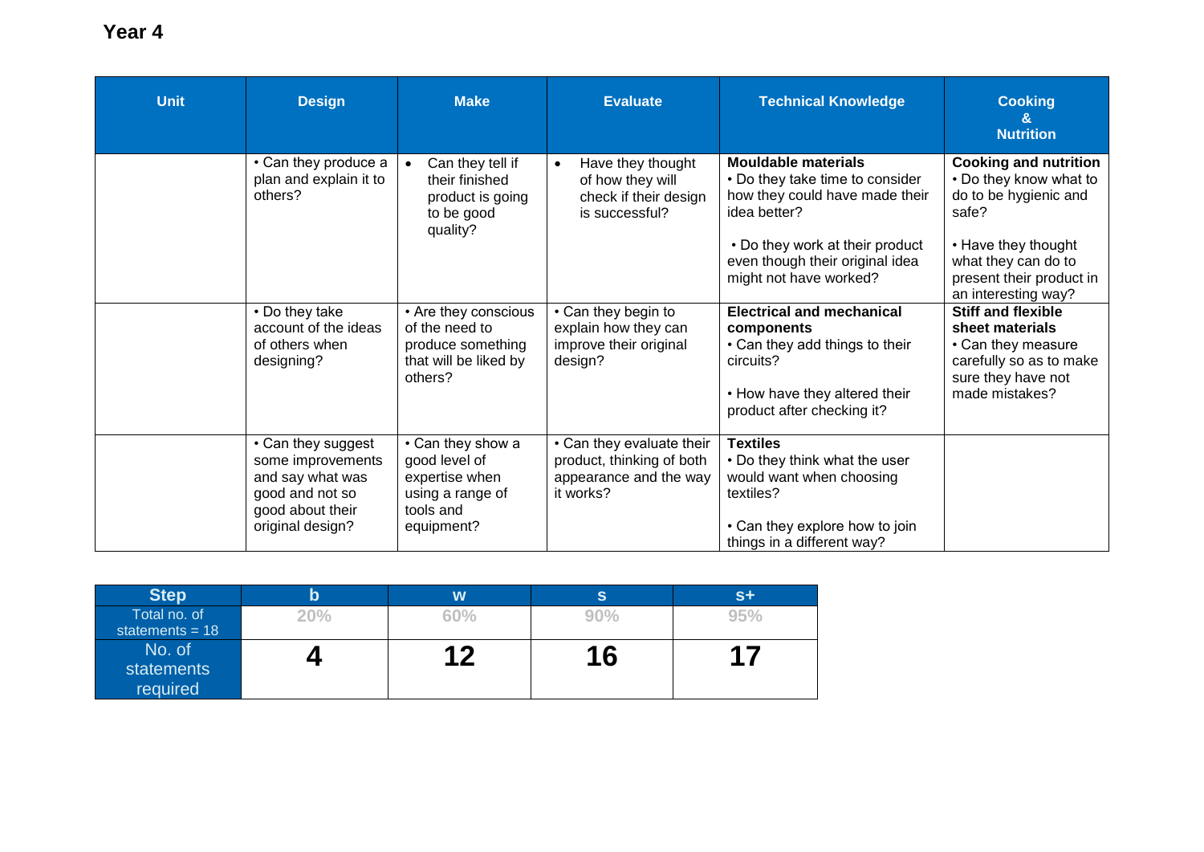## Year 4

| Unit | Design | Make | Evaluate | Technical Knowledge | Cooking & Nutrition |
|---|---|---|---|---|---|
| | • Can they produce a plan and explain it to others? | • Can they tell if their finished product is going to be good quality? | • Have they thought of how they will check if their design is successful? | **Mouldable materials**<br>• Do they take time to consider how they could have made their idea better?<br><br>• Do they work at their product even though their original idea might not have worked? | **Cooking and nutrition**<br>• Do they know what to do to be hygienic and safe?<br><br>• Have they thought what they can do to present their product in an interesting way? |
| | • Do they take account of the ideas of others when designing? | • Are they conscious of the need to produce something that will be liked by others? | • Can they begin to explain how they can improve their original design? | **Electrical and mechanical components**<br>• Can they add things to their circuits?<br><br>• How have they altered their product after checking it? | **Stiff and flexible sheet materials**<br>• Can they measure carefully so as to make sure they have not made mistakes? |
| | • Can they suggest some improvements and say what was good and not so good about their original design? | • Can they show a good level of expertise when using a range of tools and equipment? | • Can they evaluate their product, thinking of both appearance and the way it works? | **Textiles**<br>• Do they think what the user would want when choosing textiles?<br><br>• Can they explore how to join things in a different way? | |

| Step | b | w | s | s+ |
|---|---|---|---|---|
| Total no. of statements = 18 | 20% | 60% | 90% | 95% |
| No. of statements required | **4** | **12** | **16** | **17** |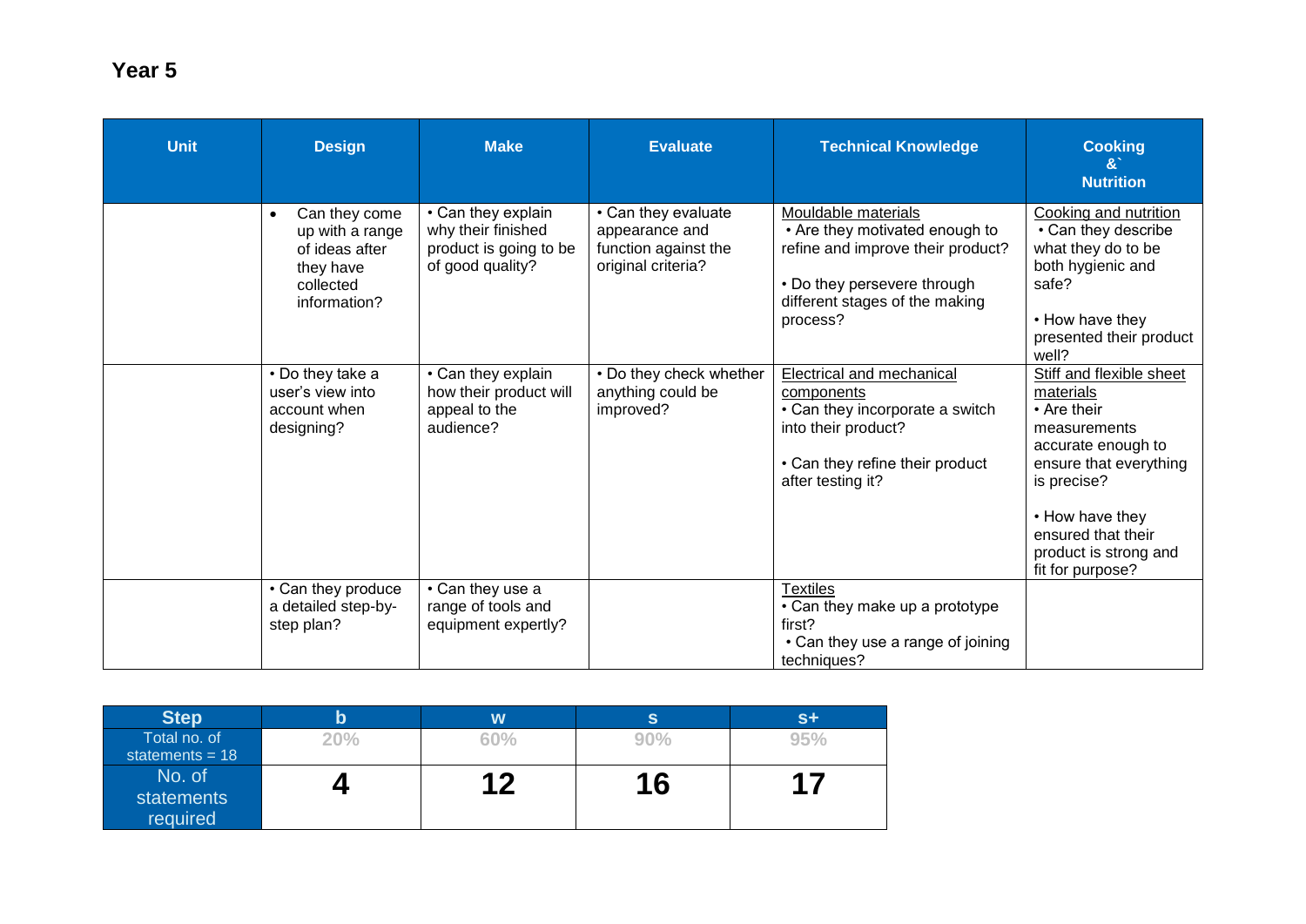# Year 5

| Unit | Design | Make | Evaluate | Technical Knowledge | Cooking &` Nutrition |
|---|---|---|---|---|---|
| | • Can they come up with a range of ideas after they have collected information? | • Can they explain why their finished product is going to be of good quality? | • Can they evaluate appearance and function against the original criteria? | Mouldable materials • Are they motivated enough to refine and improve their product? • Do they persevere through different stages of the making process? | Cooking and nutrition • Can they describe what they do to be both hygienic and safe? • How have they presented their product well? |
| | • Do they take a user's view into account when designing? | • Can they explain how their product will appeal to the audience? | • Do they check whether anything could be improved? | Electrical and mechanical components • Can they incorporate a switch into their product? • Can they refine their product after testing it? | Stiff and flexible sheet materials • Are their measurements accurate enough to ensure that everything is precise? • How have they ensured that their product is strong and fit for purpose? |
| | • Can they produce a detailed step-by-step plan? | • Can they use a range of tools and equipment expertly? | | Textiles • Can they make up a prototype first? • Can they use a range of joining techniques? | |

| Step | b | w | s | s+ |
|---|---|---|---|---|
| Total no. of statements = 18 | 20% | 60% | 90% | 95% |
| No. of statements required | 4 | 12 | 16 | 17 |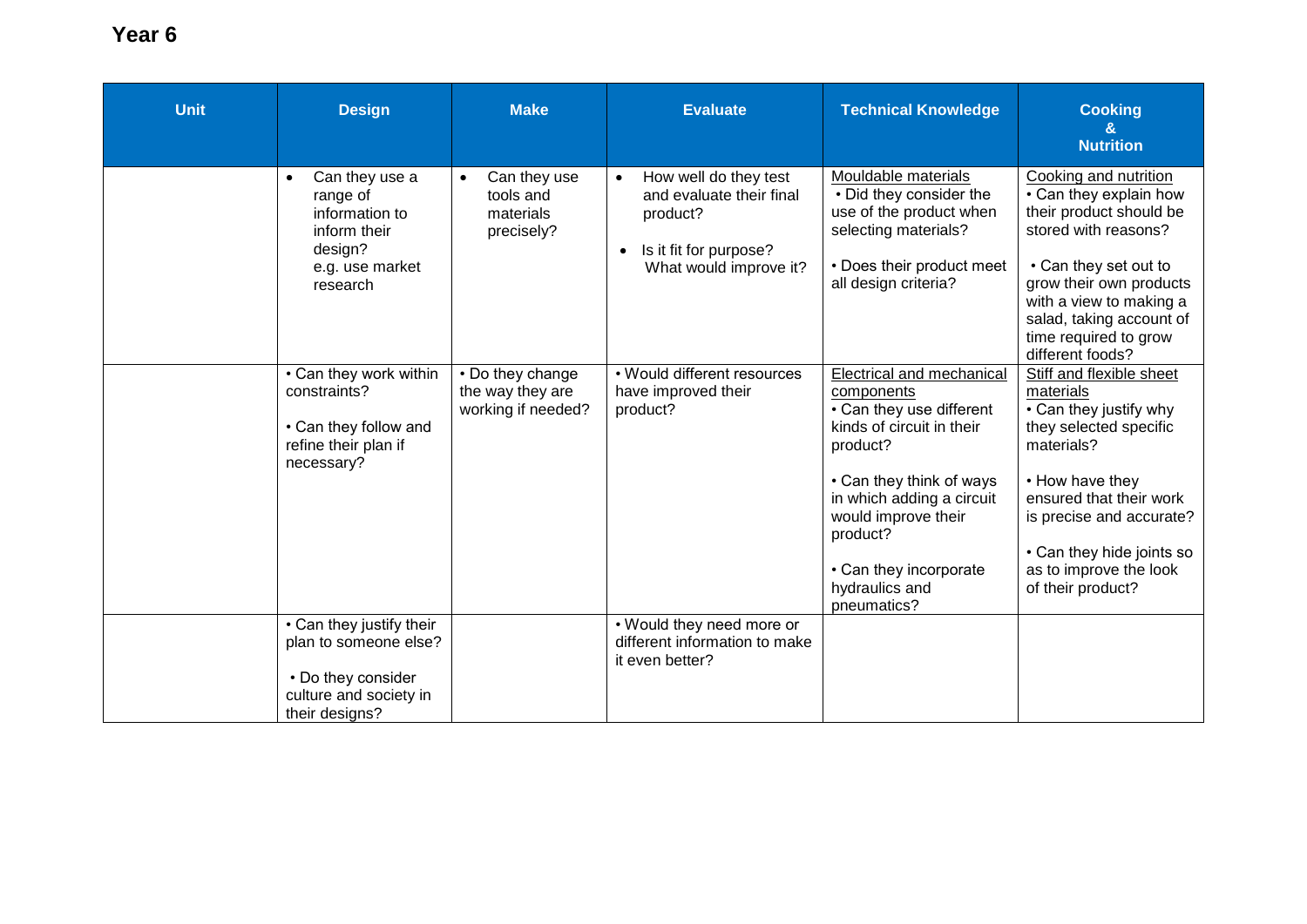## Year 6

| Unit | Design | Make | Evaluate | Technical Knowledge | Cooking & Nutrition |
| --- | --- | --- | --- | --- | --- |
| | • Can they use a range of information to inform their design? e.g. use market research | • Can they use tools and materials precisely? | • How well do they test and evaluate their final product?<br><br>• Is it fit for purpose? What would improve it? | Mouldable materials<br>• Did they consider the use of the product when selecting materials?<br><br>• Does their product meet all design criteria? | Cooking and nutrition<br>• Can they explain how their product should be stored with reasons?<br><br>• Can they set out to grow their own products with a view to making a salad, taking account of time required to grow different foods? |
| | • Can they work within constraints?<br><br>• Can they follow and refine their plan if necessary? | • Do they change the way they are working if needed? | • Would different resources have improved their product? | Electrical and mechanical components<br>• Can they use different kinds of circuit in their product?<br><br>• Can they think of ways in which adding a circuit would improve their product?<br><br>• Can they incorporate hydraulics and pneumatics? | Stiff and flexible sheet materials<br>• Can they justify why they selected specific materials?<br><br>• How have they ensured that their work is precise and accurate?<br><br>• Can they hide joints so as to improve the look of their product? |
| | • Can they justify their plan to someone else?<br><br>• Do they consider culture and society in their designs? | | • Would they need more or different information to make it even better? | | |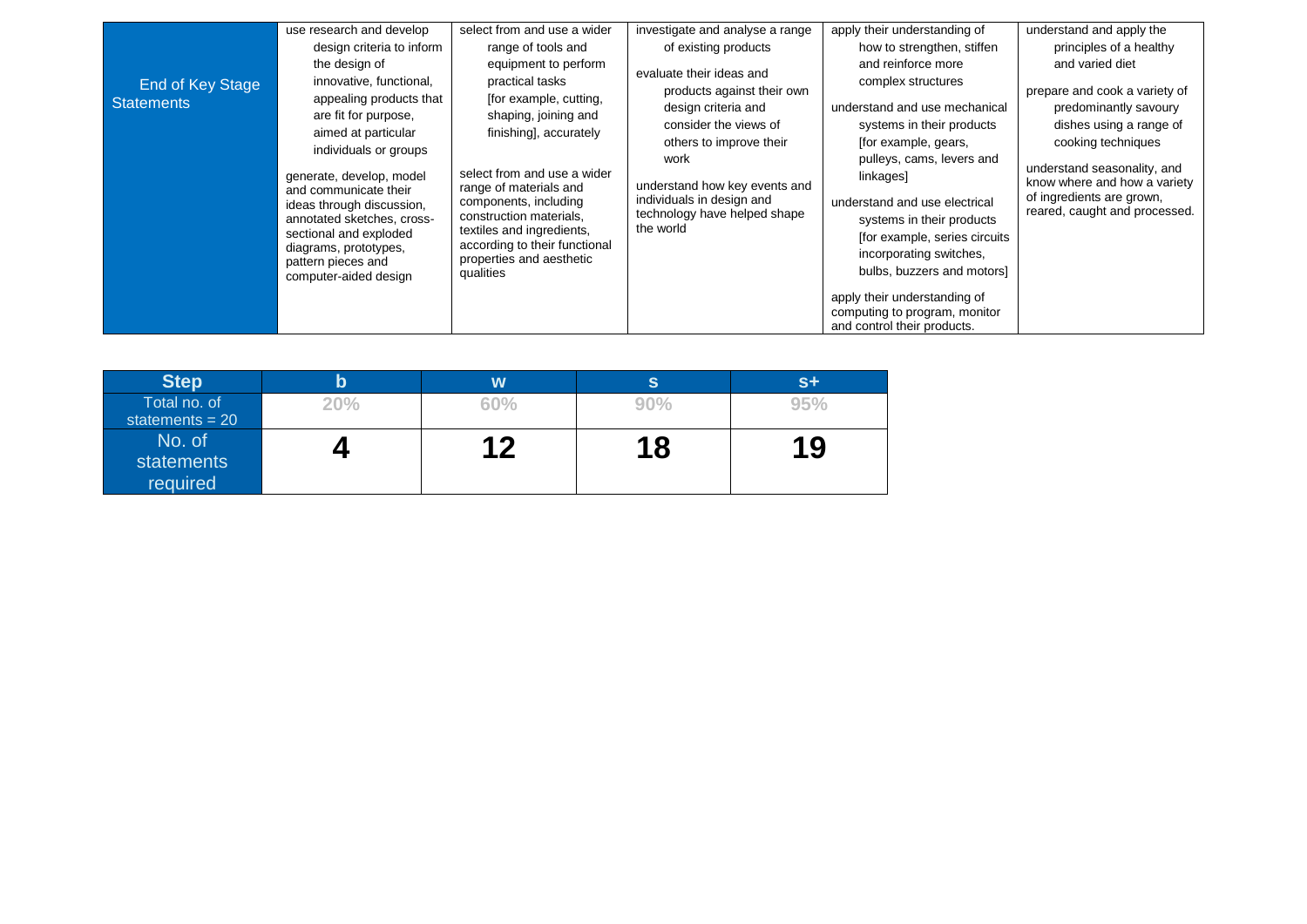| | | | | | |
|---|---|---|---|---|---|
| End of Key Stage Statements | use research and develop design criteria to inform the design of innovative, functional, appealing products that are fit for purpose, aimed at particular individuals or groups<br><br>generate, develop, model and communicate their ideas through discussion, annotated sketches, cross-sectional and exploded diagrams, prototypes, pattern pieces and computer-aided design | select from and use a wider range of tools and equipment to perform practical tasks [for example, cutting, shaping, joining and finishing], accurately<br><br>select from and use a wider range of materials and components, including construction materials, textiles and ingredients, according to their functional properties and aesthetic qualities | investigate and analyse a range of existing products<br><br>evaluate their ideas and products against their own design criteria and consider the views of others to improve their work<br><br>understand how key events and individuals in design and technology have helped shape the world | apply their understanding of how to strengthen, stiffen and reinforce more complex structures<br><br>understand and use mechanical systems in their products [for example, gears, pulleys, cams, levers and linkages]<br><br>understand and use electrical systems in their products [for example, series circuits incorporating switches, bulbs, buzzers and motors]<br><br>apply their understanding of computing to program, monitor and control their products. | understand and apply the principles of a healthy and varied diet<br><br>prepare and cook a variety of predominantly savoury dishes using a range of cooking techniques<br><br>understand seasonality, and know where and how a variety of ingredients are grown, reared, caught and processed. |

| Step | b | w | s | s+ |
|---|---|---|---|---|
| Total no. of statements = 20 | 20% | 60% | 90% | 95% |
| No. of statements required | **4** | **12** | **18** | **19** |